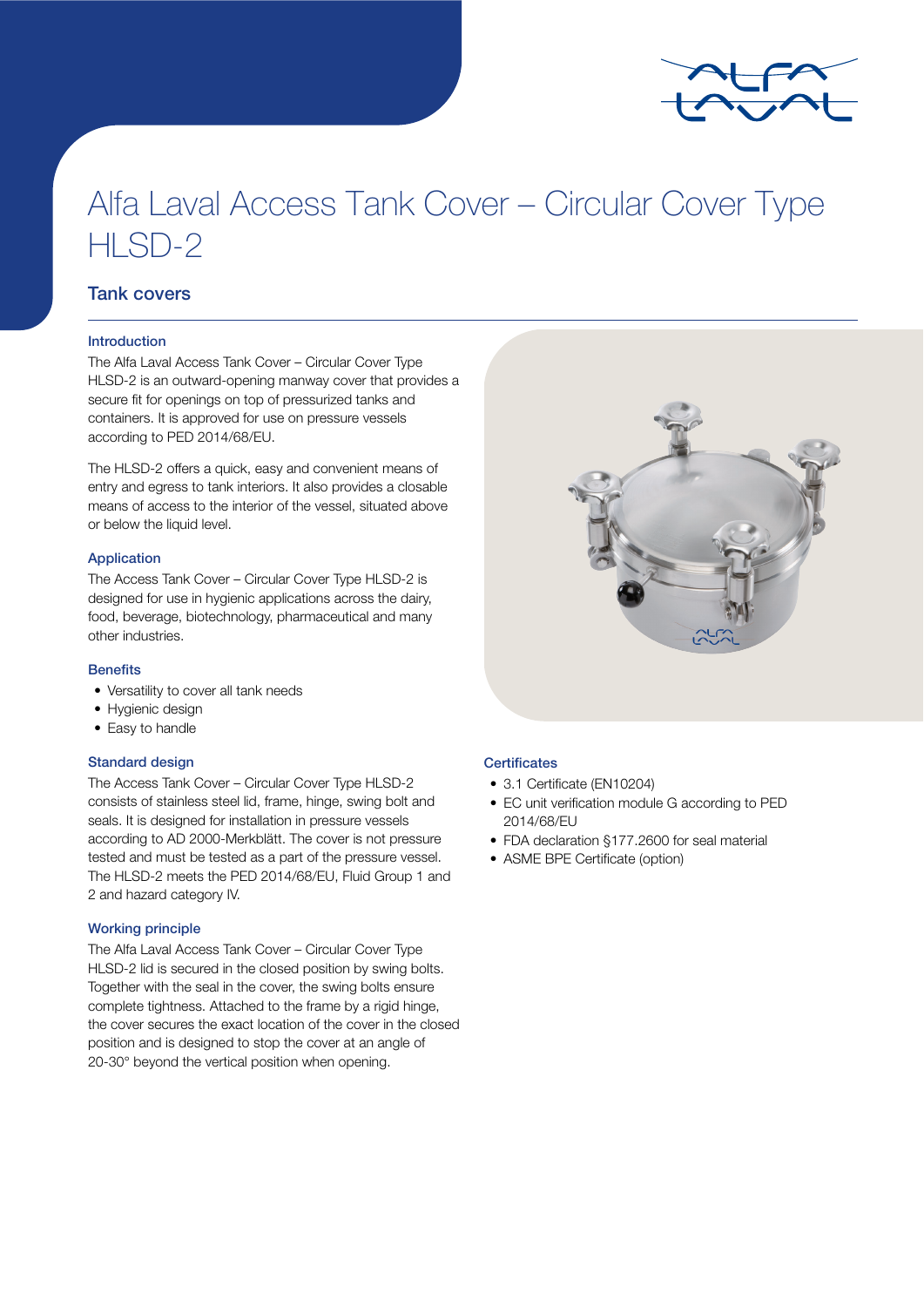# Alfa Laval Access Tank Cover – Circular Cover Type HLSD-2

## Tank covers

### Introduction

The Alfa Laval Access Tank Cover – Circular Cover Type HLSD-2 is an outward-opening manway cover that provides a secure fit for openings on top of pressurized tanks and containers. It is approved for use on pressure vessels according to PED 2014/68/EU.

The HLSD-2 offers a quick, easy and convenient means of entry and egress to tank interiors. It also provides a closable means of access to the interior of the vessel, situated above or below the liquid level.

### Application

The Access Tank Cover – Circular Cover Type HLSD-2 is designed for use in hygienic applications across the dairy, food, beverage, biotechnology, pharmaceutical and many other industries.

### Benefits

- Versatility to cover all tank needs
- Hygienic design
- Easy to handle

### Standard design

The Access Tank Cover – Circular Cover Type HLSD-2 consists of stainless steel lid, frame, hinge, swing bolt and seals. It is designed for installation in pressure vessels according to AD 2000-Merkblätt. The cover is not pressure tested and must be tested as a part of the pressure vessel. The HLSD-2 meets the PED 2014/68/EU, Fluid Group 1 and 2 and hazard category IV.

### Working principle

The Alfa Laval Access Tank Cover – Circular Cover Type HLSD-2 lid is secured in the closed position by swing bolts. Together with the seal in the cover, the swing bolts ensure complete tightness. Attached to the frame by a rigid hinge, the cover secures the exact location of the cover in the closed position and is designed to stop the cover at an angle of 20-30° beyond the vertical position when opening.

### Certificates

- 3.1 Certificate (EN10204)
- EC unit verification module G according to PED 2014/68/EU
- FDA declaration §177.2600 for seal material
- ASME BPE Certificate (option)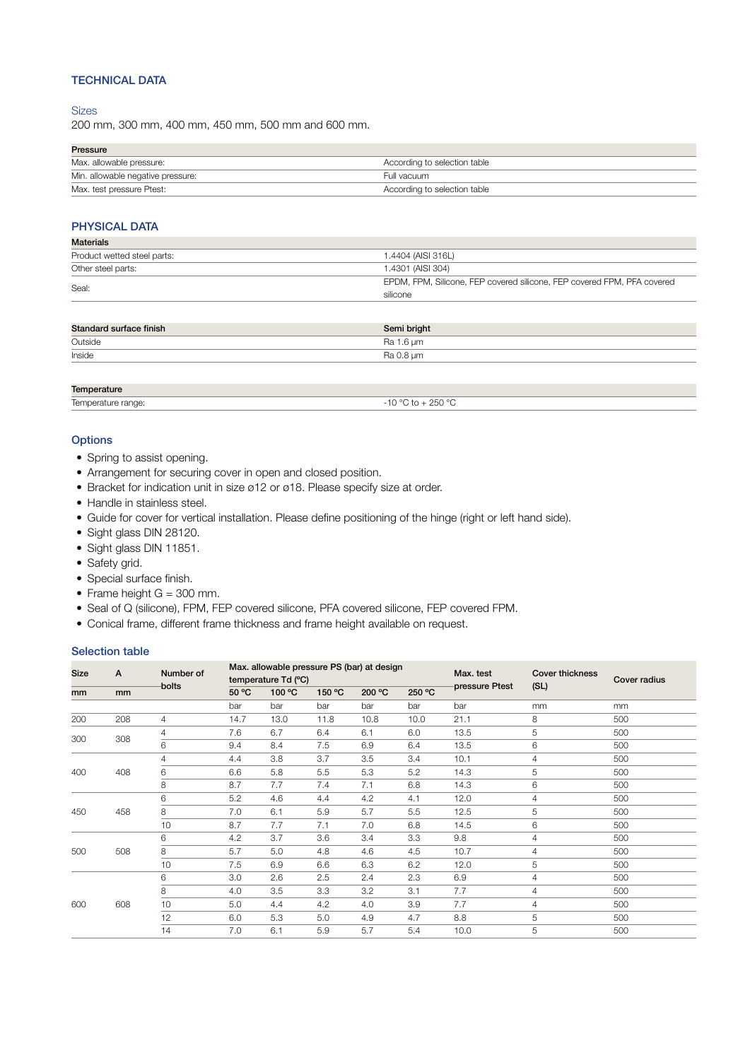## TECHNICAL DATA

### Sizes

200 mm, 300 mm, 400 mm, 450 mm, 500 mm and 600 mm.

| **Pressure** | |
|---|---|
| Max. allowable pressure: | According to selection table |
| Min. allowable negative pressure: | Full vacuum |
| Max. test pressure Ptest: | According to selection table |

## PHYSICAL DATA

| **Materials** | |
|---|---|
| Product wetted steel parts: | 1.4404 (AISI 316L) |
| Other steel parts: | 1.4301 (AISI 304) |
| Seal: | EPDM, FPM, Silicone, FEP covered silicone, FEP covered FPM, PFA covered silicone |

| **Standard surface finish** | **Semi bright** |
|---|---|
| Outside | Ra 1.6 µm |
| Inside | Ra 0.8 µm |

| **Temperature** | |
|---|---|
| Temperature range: | -10 °C to + 250 °C |

### Options

- Spring to assist opening.
- Arrangement for securing cover in open and closed position.
- Bracket for indication unit in size ø12 or ø18. Please specify size at order.
- Handle in stainless steel.
- Guide for cover for vertical installation. Please define positioning of the hinge (right or left hand side).
- Sight glass DIN 28120.
- Sight glass DIN 11851.
- Safety grid.
- Special surface finish.
- Frame height G = 300 mm.
- Seal of Q (silicone), FPM, FEP covered silicone, PFA covered silicone, FEP covered FPM.
- Conical frame, different frame thickness and frame height available on request.

### Selection table

| Size | A | Number of bolts | Max. allowable pressure PS (bar) at design temperature Td (ºC) | | | | | Max. test pressure Ptest | Cover thickness (SL) | Cover radius |
|---|---|---|---|---|---|---|---|---|---|---|
| mm | mm | | 50 °C | 100 °C | 150 °C | 200 °C | 250 °C | | | |
| | | | bar | bar | bar | bar | bar | bar | mm | mm |
| 200 | 208 | 4 | 14.7 | 13.0 | 11.8 | 10.8 | 10.0 | 21.1 | 8 | 500 |
| 300 | 308 | 4 | 7.6 | 6.7 | 6.4 | 6.1 | 6.0 | 13.5 | 5 | 500 |
| | | 6 | 9.4 | 8.4 | 7.5 | 6.9 | 6.4 | 13.5 | 6 | 500 |
| 400 | 408 | 4 | 4.4 | 3.8 | 3.7 | 3.5 | 3.4 | 10.1 | 4 | 500 |
| | | 6 | 6.6 | 5.8 | 5.5 | 5.3 | 5.2 | 14.3 | 5 | 500 |
| | | 8 | 8.7 | 7.7 | 7.4 | 7.1 | 6.8 | 14.3 | 6 | 500 |
| 450 | 458 | 6 | 5.2 | 4.6 | 4.4 | 4.2 | 4.1 | 12.0 | 4 | 500 |
| | | 8 | 7.0 | 6.1 | 5.9 | 5.7 | 5.5 | 12.5 | 5 | 500 |
| | | 10 | 8.7 | 7.7 | 7.1 | 7.0 | 6.8 | 14.5 | 6 | 500 |
| 500 | 508 | 6 | 4.2 | 3.7 | 3.6 | 3.4 | 3.3 | 9.8 | 4 | 500 |
| | | 8 | 5.7 | 5.0 | 4.8 | 4.6 | 4.5 | 10.7 | 4 | 500 |
| | | 10 | 7.5 | 6.9 | 6.6 | 6.3 | 6.2 | 12.0 | 5 | 500 |
| 600 | 608 | 6 | 3.0 | 2.6 | 2.5 | 2.4 | 2.3 | 6.9 | 4 | 500 |
| | | 8 | 4.0 | 3.5 | 3.3 | 3.2 | 3.1 | 7.7 | 4 | 500 |
| | | 10 | 5.0 | 4.4 | 4.2 | 4.0 | 3.9 | 7.7 | 4 | 500 |
| | | 12 | 6.0 | 5.3 | 5.0 | 4.9 | 4.7 | 8.8 | 5 | 500 |
| | | 14 | 7.0 | 6.1 | 5.9 | 5.7 | 5.4 | 10.0 | 5 | 500 |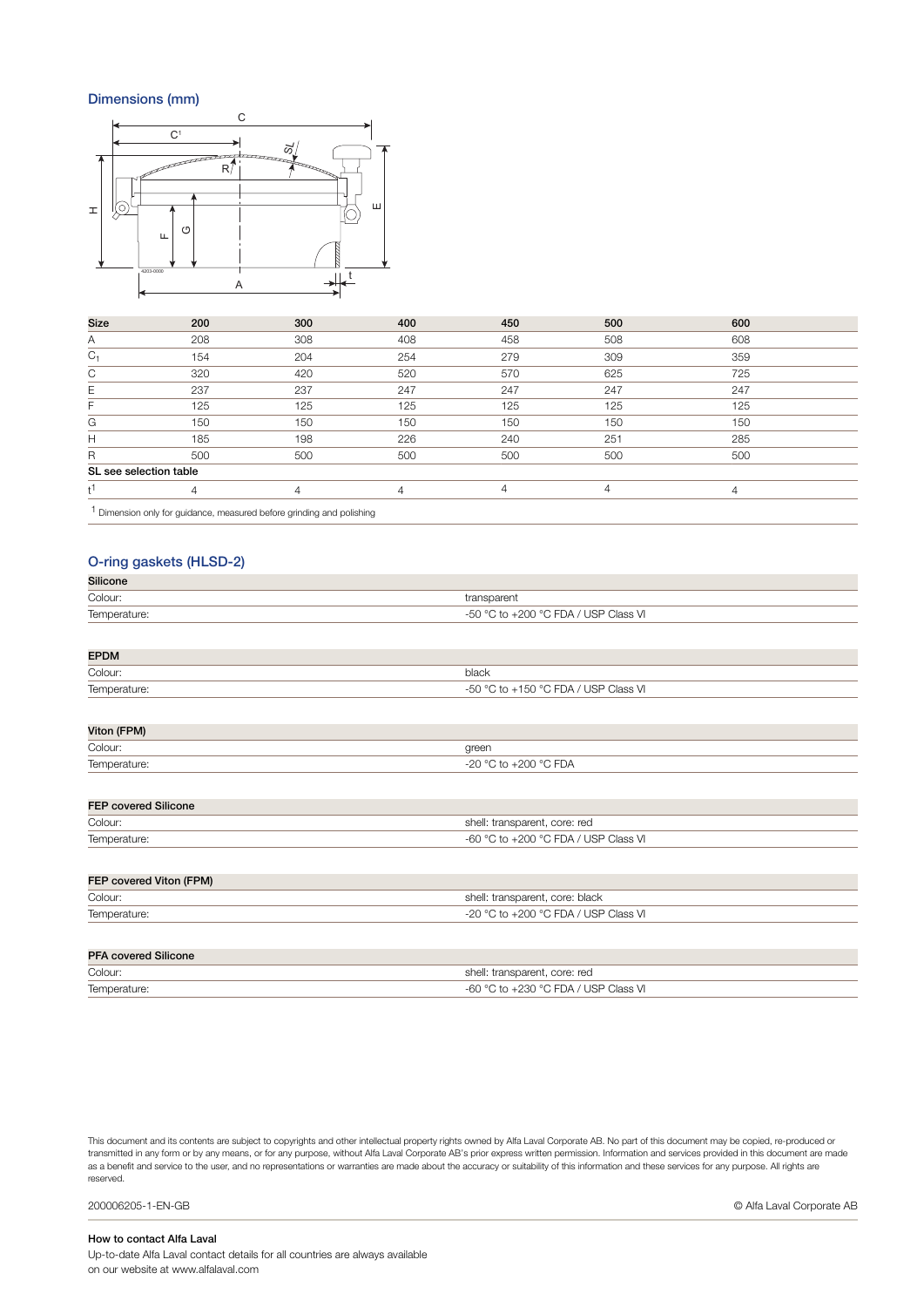## Dimensions (mm)

C
C1
SL
R
H
E
F
G
A
t
4203-0000

| Size | 200 | 300 | 400 | 450 | 500 | 600 |
|---|---|---|---|---|---|---|
| A | 208 | 308 | 408 | 458 | 508 | 608 |
| $C_1$ | 154 | 204 | 254 | 279 | 309 | 359 |
| C | 320 | 420 | 520 | 570 | 625 | 725 |
| E | 237 | 237 | 247 | 247 | 247 | 247 |
| F | 125 | 125 | 125 | 125 | 125 | 125 |
| G | 150 | 150 | 150 | 150 | 150 | 150 |
| H | 185 | 198 | 226 | 240 | 251 | 285 |
| R | 500 | 500 | 500 | 500 | 500 | 500 |
| **SL see selection table** | | | | | | |
| t[1] | 4 | 4 | 4 | 4 | 4 | 4 |

[1] Dimension only for guidance, measured before grinding and polishing

## O-ring gaskets (HLSD-2)

| **Silicone** | |
|---|---|
| Colour: | transparent |
| Temperature: | -50 °C to +200 °C FDA / USP Class VI |

| **EPDM** | |
|---|---|
| Colour: | black |
| Temperature: | -50 °C to +150 °C FDA / USP Class VI |

| **Viton (FPM)** | |
|---|---|
| Colour: | green |
| Temperature: | -20 °C to +200 °C FDA |

| **FEP covered Silicone** | |
|---|---|
| Colour: | shell: transparent, core: red |
| Temperature: | -60 °C to +200 °C FDA / USP Class VI |

| **FEP covered Viton (FPM)** | |
|---|---|
| Colour: | shell: transparent, core: black |
| Temperature: | -20 °C to +200 °C FDA / USP Class VI |

| **PFA covered Silicone** | |
|---|---|
| Colour: | shell: transparent, core: red |
| Temperature: | -60 °C to +230 °C FDA / USP Class VI |

This document and its contents are subject to copyrights and other intellectual property rights owned by Alfa Laval Corporate AB. No part of this document may be copied, re-produced or transmitted in any form or by any means, or for any purpose, without Alfa Laval Corporate AB's prior express written permission. Information and services provided in this document are made as a benefit and service to the user, and no representations or warranties are made about the accuracy or suitability of this information and these services for any purpose. All rights are reserved.

200006205-1-EN-GB

© Alfa Laval Corporate AB

**How to contact Alfa Laval**

Up-to-date Alfa Laval contact details for all countries are always available on our website at www.alfalaval.com